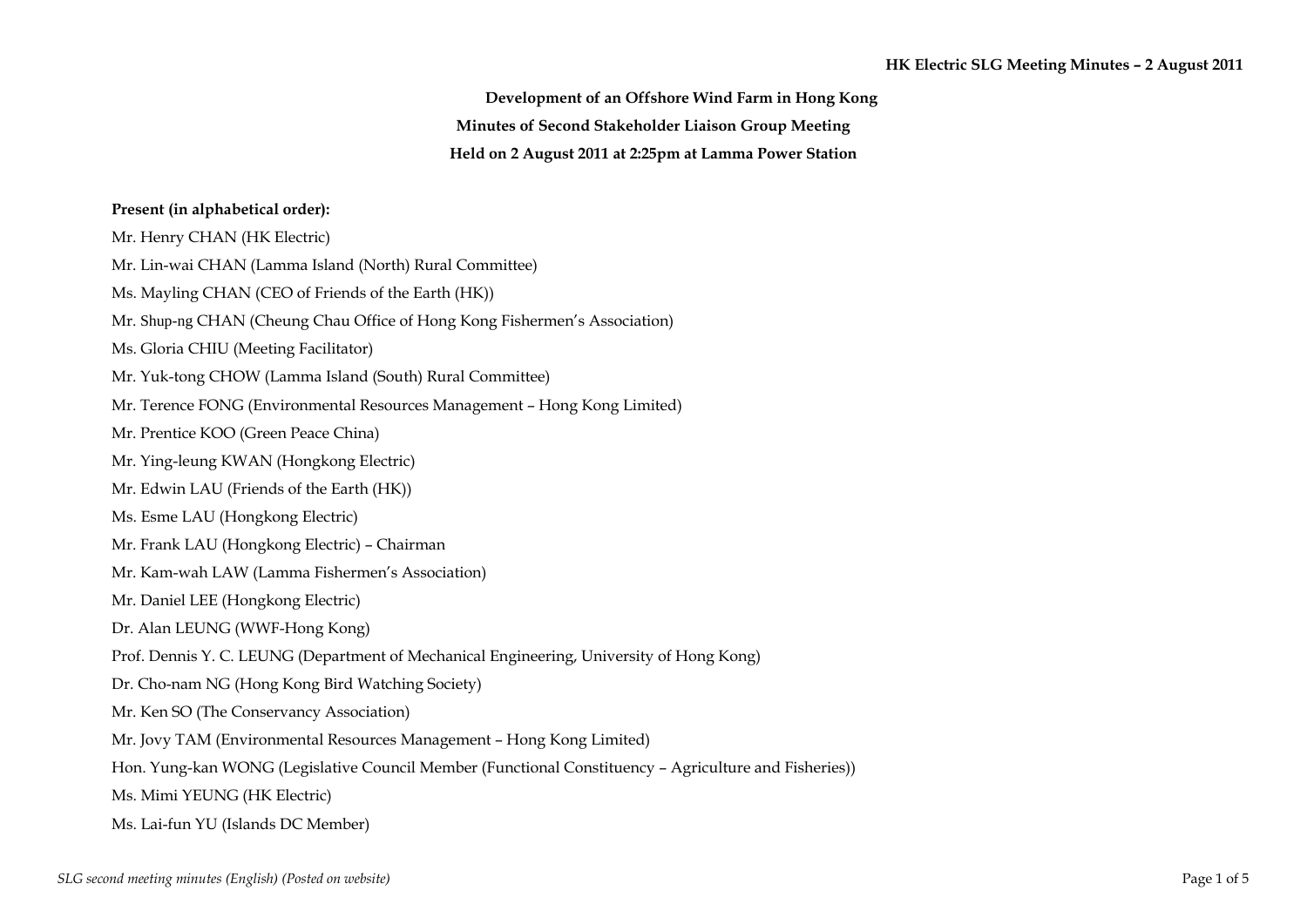**Development of an Offshore Wind Farm in Hong Kong**

**Minutes of Second Stakeholder Liaison Group Meeting**

**Held on 2 August 2011 at 2:25pm at Lamma Power Station**

**Present (in alphabetical order):**

Mr. Henry CHAN (HK Electric)

Mr. Lin-wai CHAN (Lamma Island (North) Rural Committee)

Ms. Mayling CHAN (CEO of Friends of the Earth (HK))

Mr. Shup-ng CHAN (Cheung Chau Office of Hong Kong Fishermen's Association)

Ms. Gloria CHIU (Meeting Facilitator)

Mr. Yuk-tong CHOW (Lamma Island (South) Rural Committee)

Mr. Terence FONG (Environmental Resources Management – Hong Kong Limited)

Mr. Prentice KOO (Green Peace China)

Mr. Ying-leung KWAN (Hongkong Electric)

Mr. Edwin LAU (Friends of the Earth (HK))

Ms. Esme LAU (Hongkong Electric)

Mr. Frank LAU (Hongkong Electric) – Chairman

Mr. Kam-wah LAW (Lamma Fishermen's Association)

Mr. Daniel LEE (Hongkong Electric)

Dr. Alan LEUNG (WWF-Hong Kong)

Prof. Dennis Y. C. LEUNG (Department of Mechanical Engineering, University of Hong Kong)

Dr. Cho-nam NG (Hong Kong Bird Watching Society)

Mr. Ken SO (The Conservancy Association)

Mr. Jovy TAM (Environmental Resources Management – Hong Kong Limited)

Hon. Yung-kan WONG (Legislative Council Member (Functional Constituency – Agriculture and Fisheries))

Ms. Mimi YEUNG (HK Electric)

Ms. Lai-fun YU (Islands DC Member)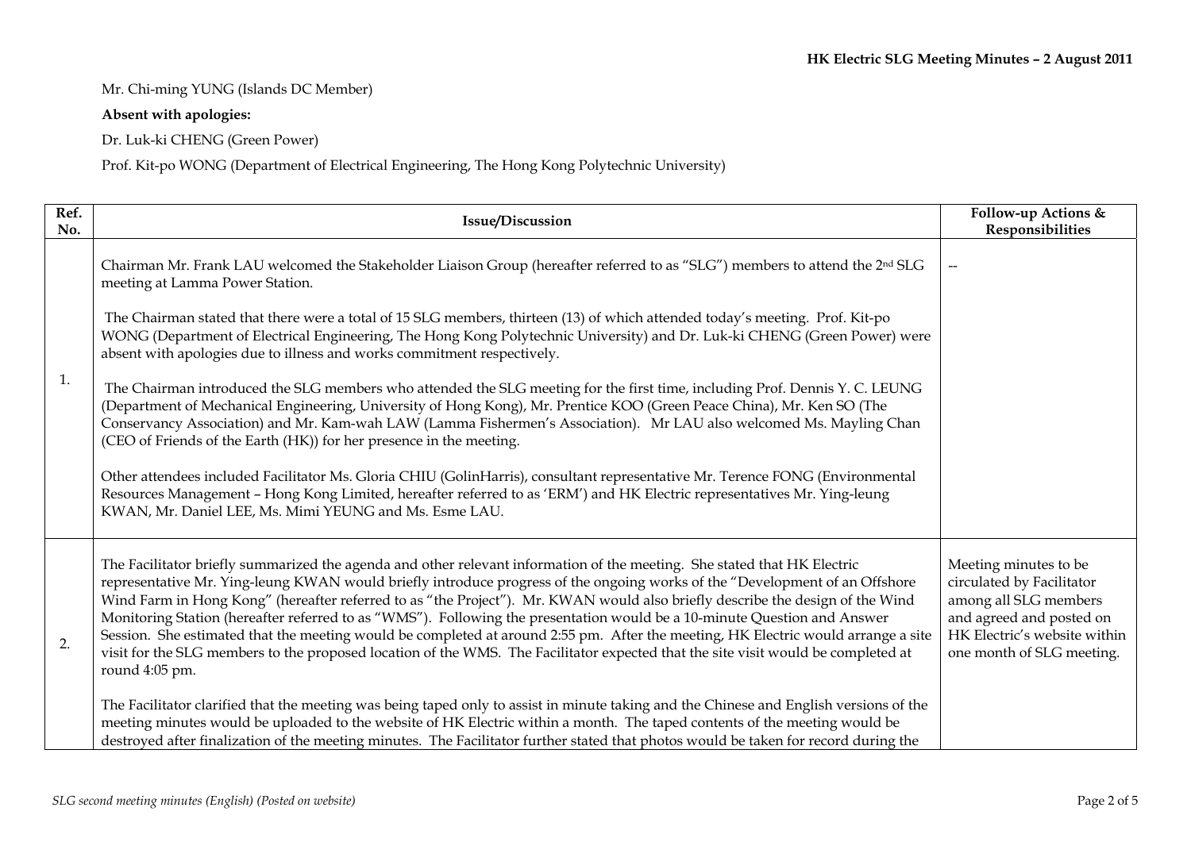Mr. Chi-ming YUNG (Islands DC Member)

**Absent with apologies:**

Dr. Luk-ki CHENG (Green Power)

Prof. Kit-po WONG (Department of Electrical Engineering, The Hong Kong Polytechnic University)

| Ref. No. | Issue/Discussion | Follow-up Actions & Responsibilities |
|---|---|---|
| 1. | Chairman Mr. Frank LAU welcomed the Stakeholder Liaison Group (hereafter referred to as "SLG") members to attend the 2nd SLG meeting at Lamma Power Station.<br><br>The Chairman stated that there were a total of 15 SLG members, thirteen (13) of which attended today's meeting. Prof. Kit-po WONG (Department of Electrical Engineering, The Hong Kong Polytechnic University) and Dr. Luk-ki CHENG (Green Power) were absent with apologies due to illness and works commitment respectively.<br><br>The Chairman introduced the SLG members who attended the SLG meeting for the first time, including Prof. Dennis Y. C. LEUNG (Department of Mechanical Engineering, University of Hong Kong), Mr. Prentice KOO (Green Peace China), Mr. Ken SO (The Conservancy Association) and Mr. Kam-wah LAW (Lamma Fishermen's Association). Mr LAU also welcomed Ms. Mayling Chan (CEO of Friends of the Earth (HK)) for her presence in the meeting.<br><br>Other attendees included Facilitator Ms. Gloria CHIU (GolinHarris), consultant representative Mr. Terence FONG (Environmental Resources Management – Hong Kong Limited, hereafter referred to as 'ERM') and HK Electric representatives Mr. Ying-leung KWAN, Mr. Daniel LEE, Ms. Mimi YEUNG and Ms. Esme LAU. | -- |
| 2. | The Facilitator briefly summarized the agenda and other relevant information of the meeting. She stated that HK Electric representative Mr. Ying-leung KWAN would briefly introduce progress of the ongoing works of the "Development of an Offshore Wind Farm in Hong Kong" (hereafter referred to as "the Project"). Mr. KWAN would also briefly describe the design of the Wind Monitoring Station (hereafter referred to as "WMS"). Following the presentation would be a 10-minute Question and Answer Session. She estimated that the meeting would be completed at around 2:55 pm. After the meeting, HK Electric would arrange a site visit for the SLG members to the proposed location of the WMS. The Facilitator expected that the site visit would be completed at round 4:05 pm.<br><br>The Facilitator clarified that the meeting was being taped only to assist in minute taking and the Chinese and English versions of the meeting minutes would be uploaded to the website of HK Electric within a month. The taped contents of the meeting would be destroyed after finalization of the meeting minutes. The Facilitator further stated that photos would be taken for record during the | Meeting minutes to be circulated by Facilitator among all SLG members and agreed and posted on HK Electric's website within one month of SLG meeting. |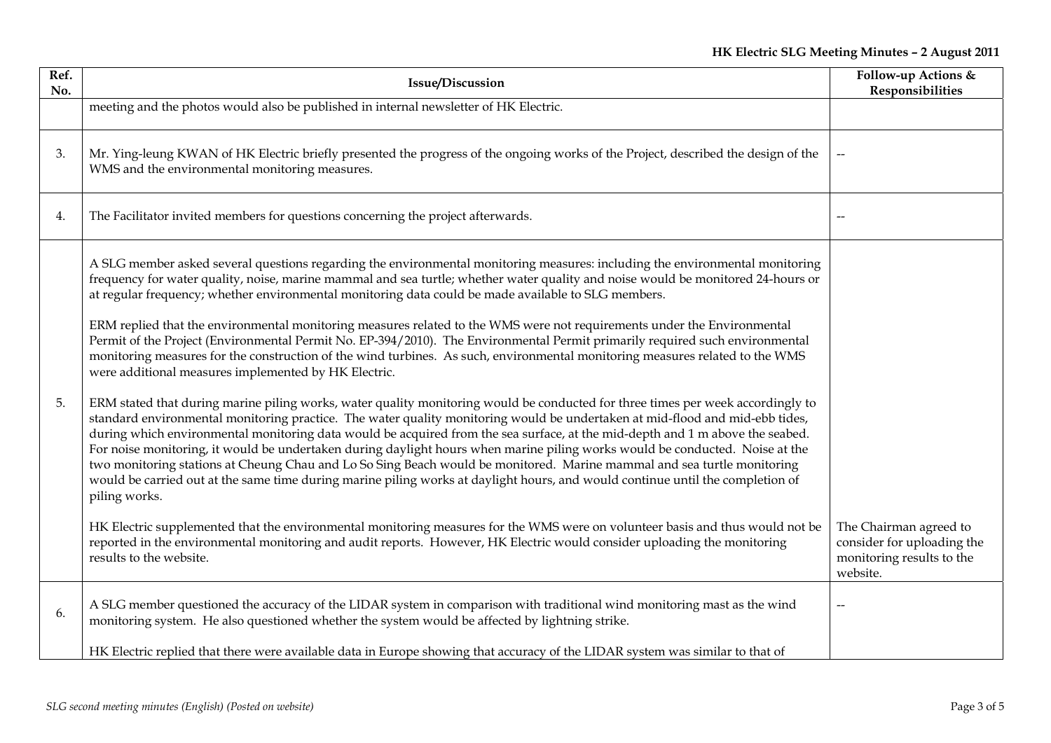| Ref. No. | Issue/Discussion | Follow-up Actions & Responsibilities |
|---|---|---|
| | meeting and the photos would also be published in internal newsletter of HK Electric. | |
| 3. | Mr. Ying-leung KWAN of HK Electric briefly presented the progress of the ongoing works of the Project, described the design of the WMS and the environmental monitoring measures. | -- |
| 4. | The Facilitator invited members for questions concerning the project afterwards. | -- |
| 5. | A SLG member asked several questions regarding the environmental monitoring measures: including the environmental monitoring frequency for water quality, noise, marine mammal and sea turtle; whether water quality and noise would be monitored 24-hours or at regular frequency; whether environmental monitoring data could be made available to SLG members.<br><br>ERM replied that the environmental monitoring measures related to the WMS were not requirements under the Environmental Permit of the Project (Environmental Permit No. EP-394/2010). The Environmental Permit primarily required such environmental monitoring measures for the construction of the wind turbines. As such, environmental monitoring measures related to the WMS were additional measures implemented by HK Electric.<br><br>ERM stated that during marine piling works, water quality monitoring would be conducted for three times per week accordingly to standard environmental monitoring practice. The water quality monitoring would be undertaken at mid-flood and mid-ebb tides, during which environmental monitoring data would be acquired from the sea surface, at the mid-depth and 1 m above the seabed. For noise monitoring, it would be undertaken during daylight hours when marine piling works would be conducted. Noise at the two monitoring stations at Cheung Chau and Lo So Sing Beach would be monitored. Marine mammal and sea turtle monitoring would be carried out at the same time during marine piling works at daylight hours, and would continue until the completion of piling works.<br><br>HK Electric supplemented that the environmental monitoring measures for the WMS were on volunteer basis and thus would not be reported in the environmental monitoring and audit reports. However, HK Electric would consider uploading the monitoring results to the website. | The Chairman agreed to consider for uploading the monitoring results to the website. |
| 6. | A SLG member questioned the accuracy of the LIDAR system in comparison with traditional wind monitoring mast as the wind monitoring system. He also questioned whether the system would be affected by lightning strike.<br><br>HK Electric replied that there were available data in Europe showing that accuracy of the LIDAR system was similar to that of | -- |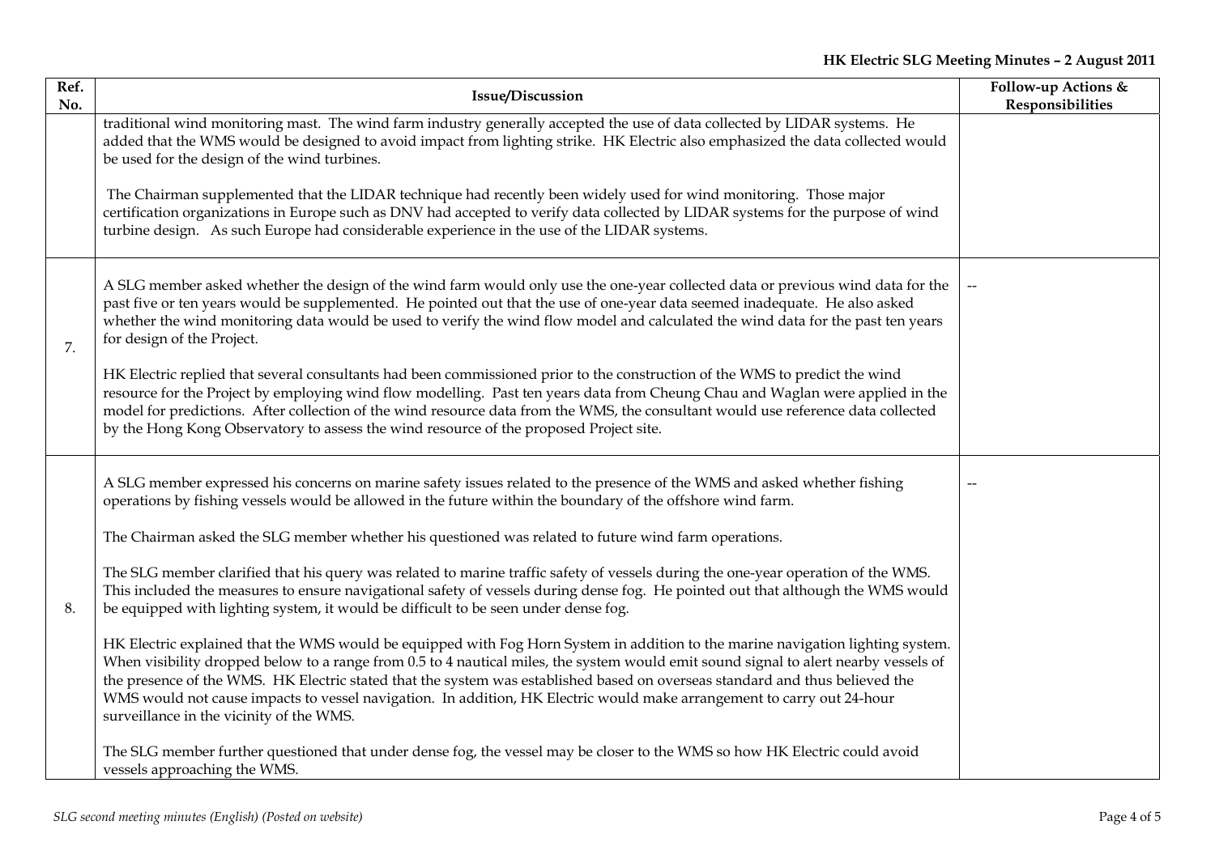| Ref. No. | Issue/Discussion | Follow-up Actions & Responsibilities |
|---|---|---|
| | traditional wind monitoring mast. The wind farm industry generally accepted the use of data collected by LIDAR systems. He added that the WMS would be designed to avoid impact from lighting strike. HK Electric also emphasized the data collected would be used for the design of the wind turbines.<br><br>The Chairman supplemented that the LIDAR technique had recently been widely used for wind monitoring. Those major certification organizations in Europe such as DNV had accepted to verify data collected by LIDAR systems for the purpose of wind turbine design. As such Europe had considerable experience in the use of the LIDAR systems. | |
| 7. | A SLG member asked whether the design of the wind farm would only use the one-year collected data or previous wind data for the past five or ten years would be supplemented. He pointed out that the use of one-year data seemed inadequate. He also asked whether the wind monitoring data would be used to verify the wind flow model and calculated the wind data for the past ten years for design of the Project.<br><br>HK Electric replied that several consultants had been commissioned prior to the construction of the WMS to predict the wind resource for the Project by employing wind flow modelling. Past ten years data from Cheung Chau and Waglan were applied in the model for predictions. After collection of the wind resource data from the WMS, the consultant would use reference data collected by the Hong Kong Observatory to assess the wind resource of the proposed Project site. | -- |
| 8. | A SLG member expressed his concerns on marine safety issues related to the presence of the WMS and asked whether fishing operations by fishing vessels would be allowed in the future within the boundary of the offshore wind farm.<br><br>The Chairman asked the SLG member whether his questioned was related to future wind farm operations.<br><br>The SLG member clarified that his query was related to marine traffic safety of vessels during the one-year operation of the WMS. This included the measures to ensure navigational safety of vessels during dense fog. He pointed out that although the WMS would be equipped with lighting system, it would be difficult to be seen under dense fog.<br><br>HK Electric explained that the WMS would be equipped with Fog Horn System in addition to the marine navigation lighting system. When visibility dropped below to a range from 0.5 to 4 nautical miles, the system would emit sound signal to alert nearby vessels of the presence of the WMS. HK Electric stated that the system was established based on overseas standard and thus believed the WMS would not cause impacts to vessel navigation. In addition, HK Electric would make arrangement to carry out 24-hour surveillance in the vicinity of the WMS.<br><br>The SLG member further questioned that under dense fog, the vessel may be closer to the WMS so how HK Electric could avoid vessels approaching the WMS. | -- |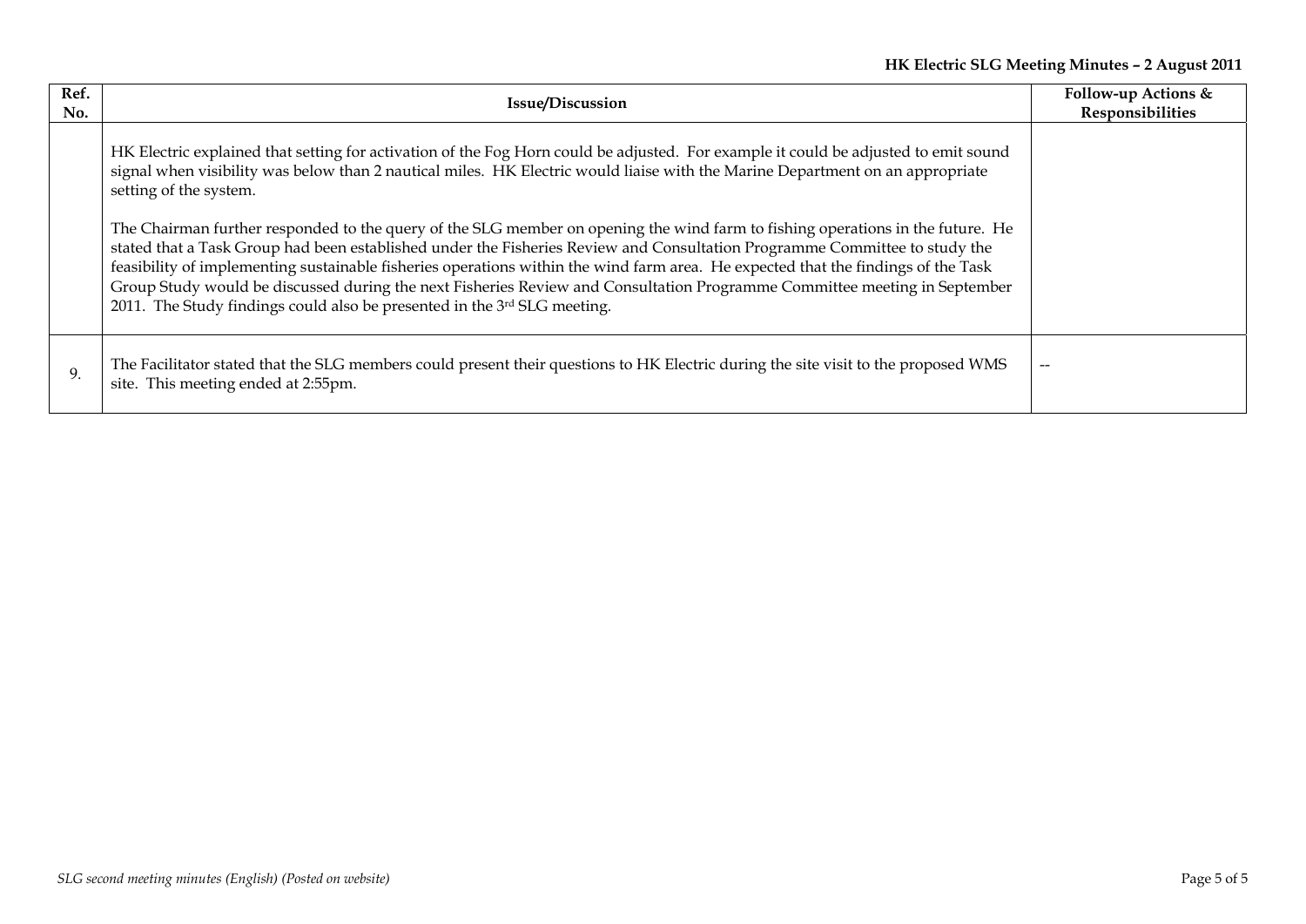| Ref. No. | Issue/Discussion | Follow-up Actions & Responsibilities |
|---|---|---|
| | HK Electric explained that setting for activation of the Fog Horn could be adjusted. For example it could be adjusted to emit sound signal when visibility was below than 2 nautical miles. HK Electric would liaise with the Marine Department on an appropriate setting of the system.<br><br>The Chairman further responded to the query of the SLG member on opening the wind farm to fishing operations in the future. He stated that a Task Group had been established under the Fisheries Review and Consultation Programme Committee to study the feasibility of implementing sustainable fisheries operations within the wind farm area. He expected that the findings of the Task Group Study would be discussed during the next Fisheries Review and Consultation Programme Committee meeting in September 2011. The Study findings could also be presented in the 3rd SLG meeting. | |
| 9. | The Facilitator stated that the SLG members could present their questions to HK Electric during the site visit to the proposed WMS site. This meeting ended at 2:55pm. | -- |